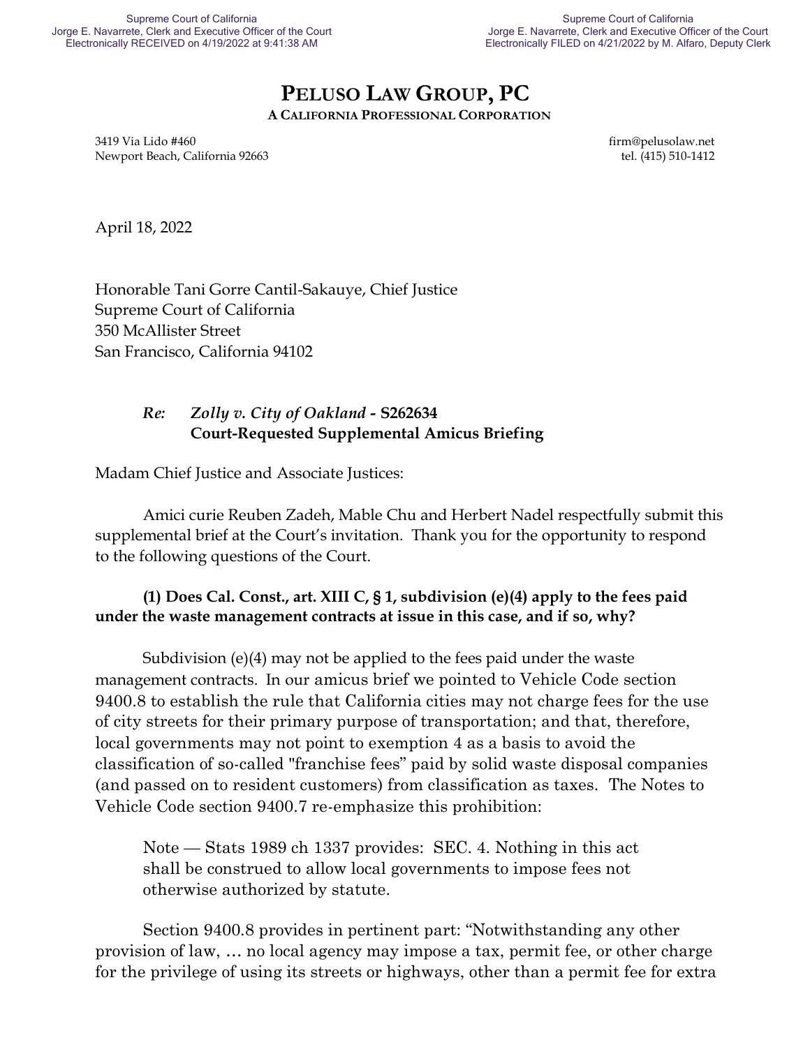Supreme Court of California
Jorge E. Navarrete, Clerk and Executive Officer of the Court
Electronically RECEIVED on 4/19/2022 at 9:41:38 AM

Supreme Court of California
Jorge E. Navarrete, Clerk and Executive Officer of the Court
Electronically FILED on 4/21/2022 by M. Alfaro, Deputy Clerk

# PELUSO LAW GROUP, PC

**A CALIFORNIA PROFESSIONAL CORPORATION**

3419 Via Lido #460
Newport Beach, California 92663

firm@pelusolaw.net
tel. (415) 510-1412

April 18, 2022

Honorable Tani Gorre Cantil-Sakauye, Chief Justice
Supreme Court of California
350 McAllister Street
San Francisco, California 94102

> *Re:* ***Zolly v. City of Oakland* - S262634**
> **Court-Requested Supplemental Amicus Briefing**

Madam Chief Justice and Associate Justices:

Amici curie Reuben Zadeh, Mable Chu and Herbert Nadel respectfully submit this supplemental brief at the Court's invitation. Thank you for the opportunity to respond to the following questions of the Court.

**(1) Does Cal. Const., art. XIII C, § 1, subdivision (e)(4) apply to the fees paid under the waste management contracts at issue in this case, and if so, why?**

Subdivision (e)(4) may not be applied to the fees paid under the waste management contracts. In our amicus brief we pointed to Vehicle Code section 9400.8 to establish the rule that California cities may not charge fees for the use of city streets for their primary purpose of transportation; and that, therefore, local governments may not point to exemption 4 as a basis to avoid the classification of so-called "franchise fees" paid by solid waste disposal companies (and passed on to resident customers) from classification as taxes. The Notes to Vehicle Code section 9400.7 re-emphasize this prohibition:

> Note — Stats 1989 ch 1337 provides: SEC. 4. Nothing in this act shall be construed to allow local governments to impose fees not otherwise authorized by statute.

Section 9400.8 provides in pertinent part: "Notwithstanding any other provision of law, … no local agency may impose a tax, permit fee, or other charge for the privilege of using its streets or highways, other than a permit fee for extra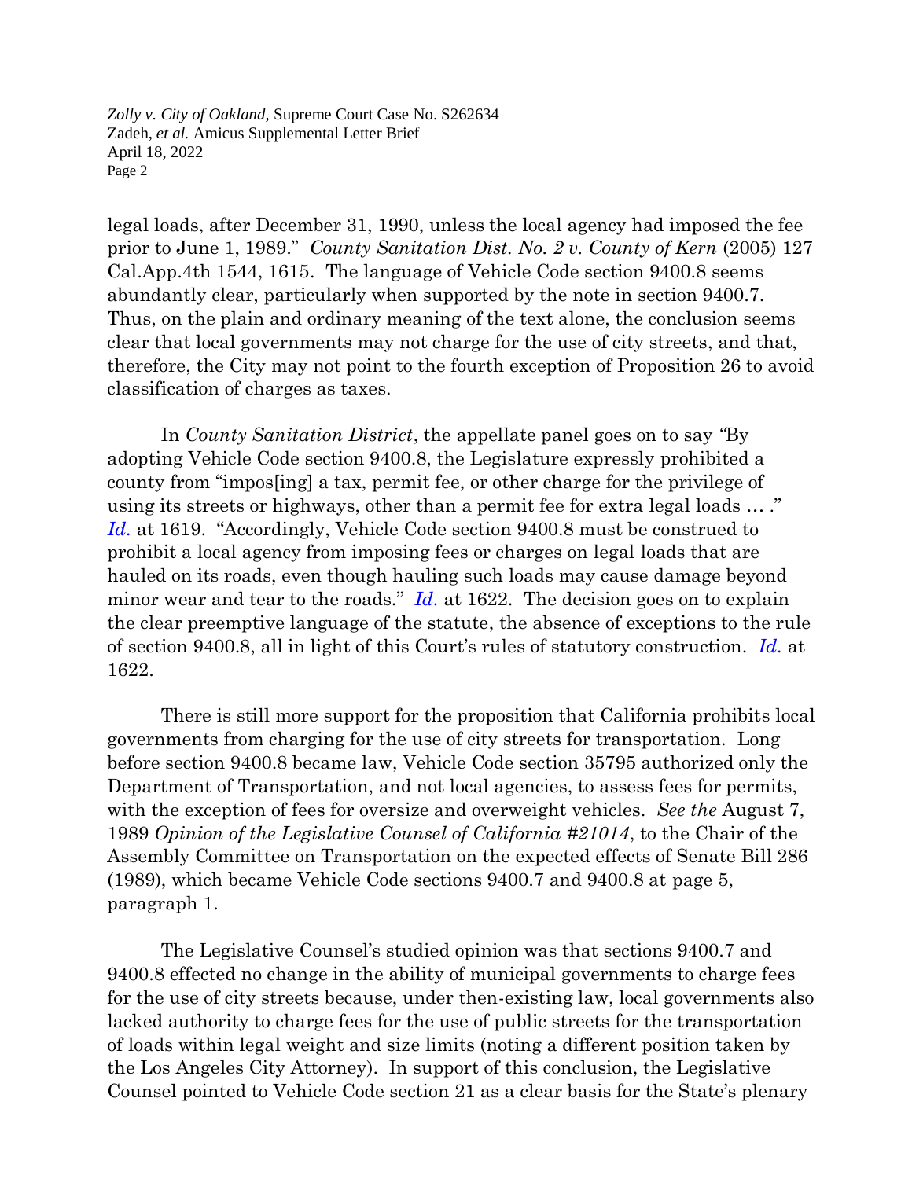legal loads, after December 31, 1990, unless the local agency had imposed the fee prior to June 1, 1989." *County Sanitation Dist. No. 2 v. County of Kern* (2005) 127 Cal.App.4th 1544, 1615. The language of Vehicle Code section 9400.8 seems abundantly clear, particularly when supported by the note in section 9400.7. Thus, on the plain and ordinary meaning of the text alone, the conclusion seems clear that local governments may not charge for the use of city streets, and that, therefore, the City may not point to the fourth exception of Proposition 26 to avoid classification of charges as taxes.

In *County Sanitation District*, the appellate panel goes on to say "By adopting Vehicle Code section 9400.8, the Legislature expressly prohibited a county from "impos[ing] a tax, permit fee, or other charge for the privilege of using its streets or highways, other than a permit fee for extra legal loads … ." *Id.* at 1619. "Accordingly, Vehicle Code section 9400.8 must be construed to prohibit a local agency from imposing fees or charges on legal loads that are hauled on its roads, even though hauling such loads may cause damage beyond minor wear and tear to the roads." *Id.* at 1622. The decision goes on to explain the clear preemptive language of the statute, the absence of exceptions to the rule of section 9400.8, all in light of this Court's rules of statutory construction. *Id.* at 1622.

There is still more support for the proposition that California prohibits local governments from charging for the use of city streets for transportation. Long before section 9400.8 became law, Vehicle Code section 35795 authorized only the Department of Transportation, and not local agencies, to assess fees for permits, with the exception of fees for oversize and overweight vehicles. *See the* August 7, 1989 *Opinion of the Legislative Counsel of California #21014*, to the Chair of the Assembly Committee on Transportation on the expected effects of Senate Bill 286 (1989), which became Vehicle Code sections 9400.7 and 9400.8 at page 5, paragraph 1.

The Legislative Counsel's studied opinion was that sections 9400.7 and 9400.8 effected no change in the ability of municipal governments to charge fees for the use of city streets because, under then-existing law, local governments also lacked authority to charge fees for the use of public streets for the transportation of loads within legal weight and size limits (noting a different position taken by the Los Angeles City Attorney). In support of this conclusion, the Legislative Counsel pointed to Vehicle Code section 21 as a clear basis for the State's plenary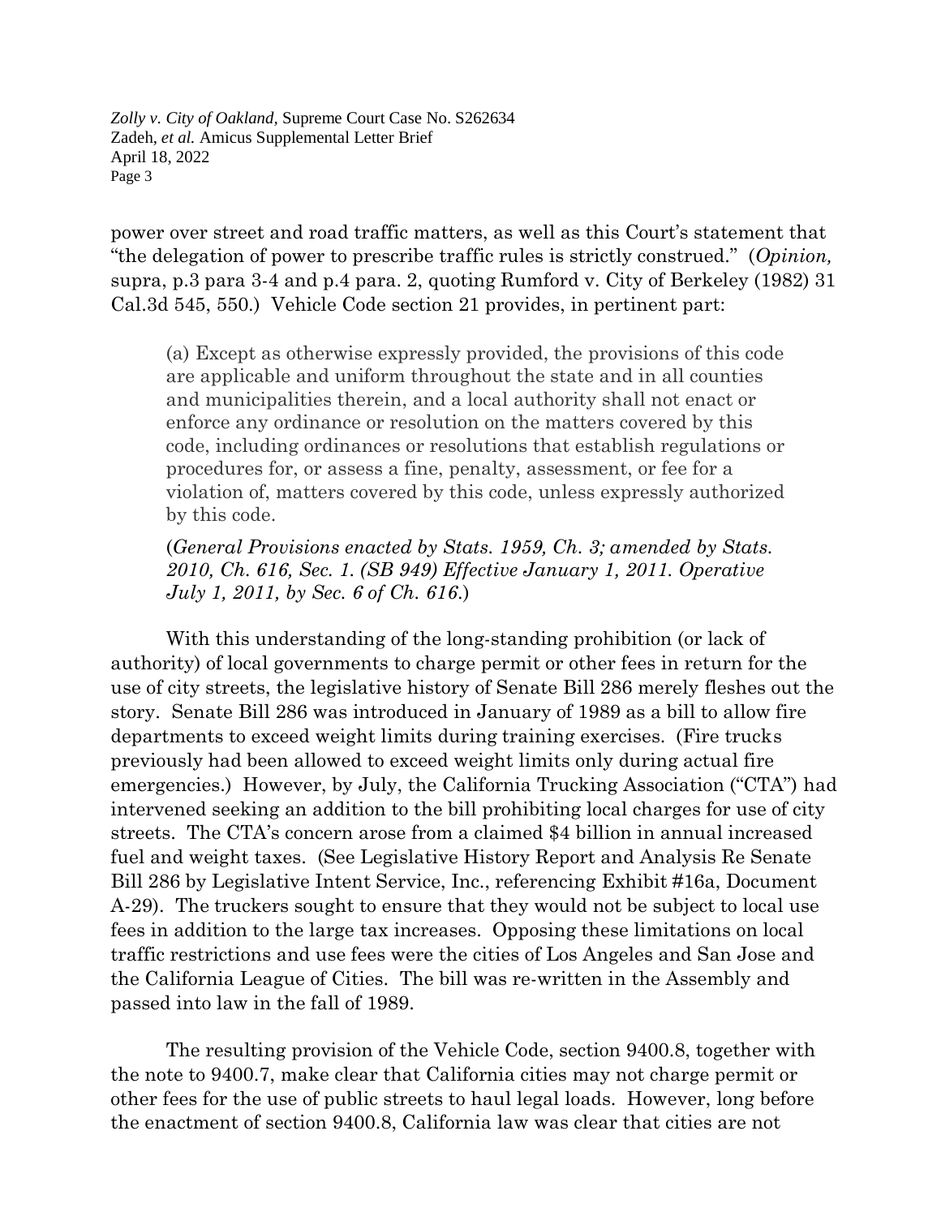power over street and road traffic matters, as well as this Court's statement that "the delegation of power to prescribe traffic rules is strictly construed." (*Opinion,* supra, p.3 para 3-4 and p.4 para. 2, quoting Rumford v. City of Berkeley (1982) 31 Cal.3d 545, 550.) Vehicle Code section 21 provides, in pertinent part:

> (a) Except as otherwise expressly provided, the provisions of this code are applicable and uniform throughout the state and in all counties and municipalities therein, and a local authority shall not enact or enforce any ordinance or resolution on the matters covered by this code, including ordinances or resolutions that establish regulations or procedures for, or assess a fine, penalty, assessment, or fee for a violation of, matters covered by this code, unless expressly authorized by this code.
>
> (*General Provisions enacted by Stats. 1959, Ch. 3; amended by Stats. 2010, Ch. 616, Sec. 1. (SB 949) Effective January 1, 2011. Operative July 1, 2011, by Sec. 6 of Ch. 616.*)

With this understanding of the long-standing prohibition (or lack of authority) of local governments to charge permit or other fees in return for the use of city streets, the legislative history of Senate Bill 286 merely fleshes out the story. Senate Bill 286 was introduced in January of 1989 as a bill to allow fire departments to exceed weight limits during training exercises. (Fire trucks previously had been allowed to exceed weight limits only during actual fire emergencies.) However, by July, the California Trucking Association ("CTA") had intervened seeking an addition to the bill prohibiting local charges for use of city streets. The CTA's concern arose from a claimed $4 billion in annual increased fuel and weight taxes. (See Legislative History Report and Analysis Re Senate Bill 286 by Legislative Intent Service, Inc., referencing Exhibit #16a, Document A-29). The truckers sought to ensure that they would not be subject to local use fees in addition to the large tax increases. Opposing these limitations on local traffic restrictions and use fees were the cities of Los Angeles and San Jose and the California League of Cities. The bill was re-written in the Assembly and passed into law in the fall of 1989.

The resulting provision of the Vehicle Code, section 9400.8, together with the note to 9400.7, make clear that California cities may not charge permit or other fees for the use of public streets to haul legal loads. However, long before the enactment of section 9400.8, California law was clear that cities are not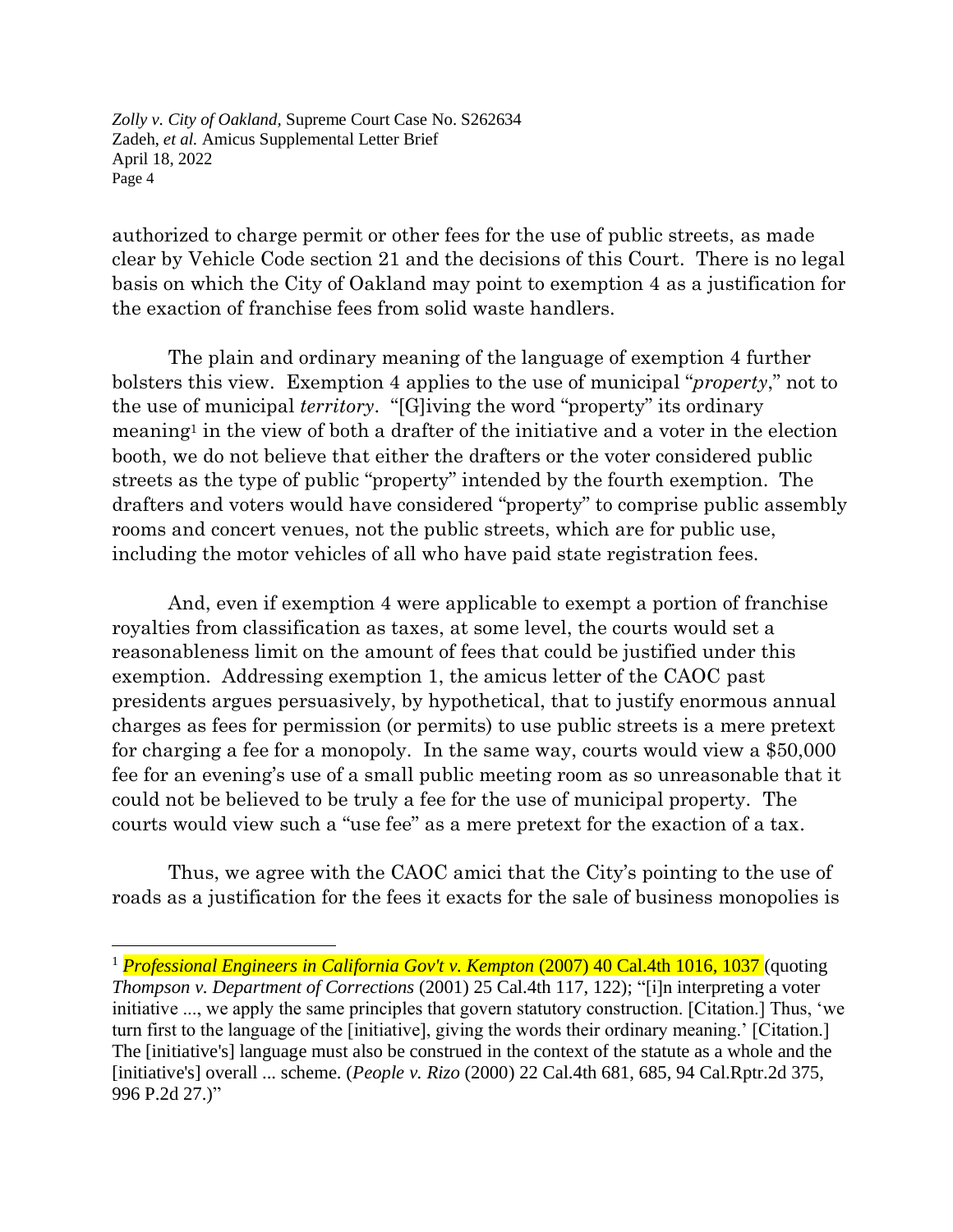authorized to charge permit or other fees for the use of public streets, as made clear by Vehicle Code section 21 and the decisions of this Court. There is no legal basis on which the City of Oakland may point to exemption 4 as a justification for the exaction of franchise fees from solid waste handlers.

The plain and ordinary meaning of the language of exemption 4 further bolsters this view. Exemption 4 applies to the use of municipal "*property*," not to the use of municipal *territory*. "[G]iving the word "property" its ordinary meaning[1] in the view of both a drafter of the initiative and a voter in the election booth, we do not believe that either the drafters or the voter considered public streets as the type of public "property" intended by the fourth exemption. The drafters and voters would have considered "property" to comprise public assembly rooms and concert venues, not the public streets, which are for public use, including the motor vehicles of all who have paid state registration fees.

And, even if exemption 4 were applicable to exempt a portion of franchise royalties from classification as taxes, at some level, the courts would set a reasonableness limit on the amount of fees that could be justified under this exemption. Addressing exemption 1, the amicus letter of the CAOC past presidents argues persuasively, by hypothetical, that to justify enormous annual charges as fees for permission (or permits) to use public streets is a mere pretext for charging a fee for a monopoly. In the same way, courts would view a $50,000 fee for an evening's use of a small public meeting room as so unreasonable that it could not be believed to be truly a fee for the use of municipal property. The courts would view such a "use fee" as a mere pretext for the exaction of a tax.

Thus, we agree with the CAOC amici that the City's pointing to the use of roads as a justification for the fees it exacts for the sale of business monopolies is

---

[1] *Professional Engineers in California Gov't v. Kempton* (2007) 40 Cal.4th 1016, 1037 (quoting *Thompson v. Department of Corrections* (2001) 25 Cal.4th 117, 122); "[i]n interpreting a voter initiative ..., we apply the same principles that govern statutory construction. [Citation.] Thus, 'we turn first to the language of the [initiative], giving the words their ordinary meaning.' [Citation.] The [initiative's] language must also be construed in the context of the statute as a whole and the [initiative's] overall ... scheme. (*People v. Rizo* (2000) 22 Cal.4th 681, 685, 94 Cal.Rptr.2d 375, 996 P.2d 27.)"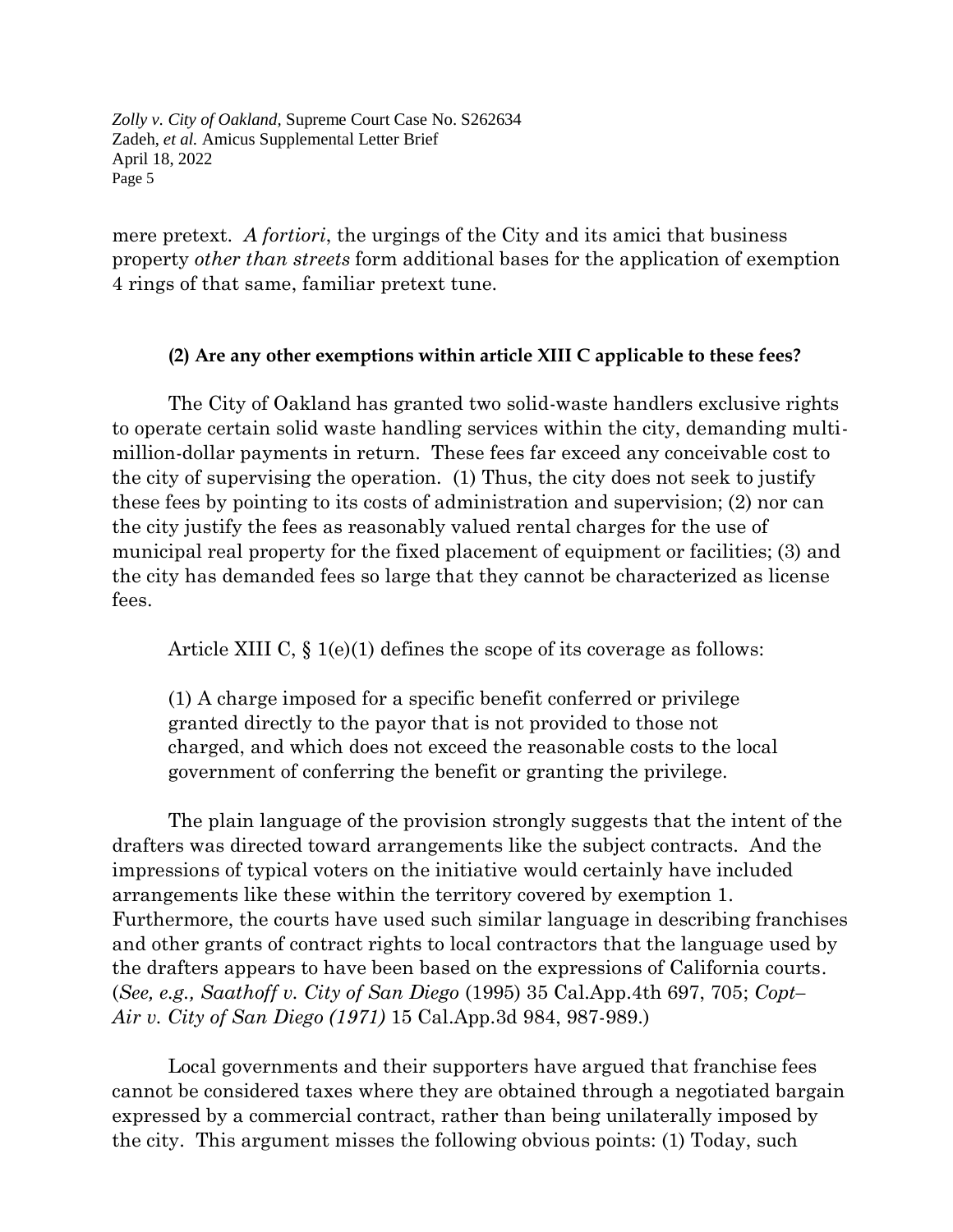mere pretext. *A fortiori*, the urgings of the City and its amici that business property *other than streets* form additional bases for the application of exemption 4 rings of that same, familiar pretext tune.

**(2) Are any other exemptions within article XIII C applicable to these fees?**

The City of Oakland has granted two solid-waste handlers exclusive rights to operate certain solid waste handling services within the city, demanding multi-million-dollar payments in return. These fees far exceed any conceivable cost to the city of supervising the operation. (1) Thus, the city does not seek to justify these fees by pointing to its costs of administration and supervision; (2) nor can the city justify the fees as reasonably valued rental charges for the use of municipal real property for the fixed placement of equipment or facilities; (3) and the city has demanded fees so large that they cannot be characterized as license fees.

Article XIII C, § 1(e)(1) defines the scope of its coverage as follows:

> (1) A charge imposed for a specific benefit conferred or privilege granted directly to the payor that is not provided to those not charged, and which does not exceed the reasonable costs to the local government of conferring the benefit or granting the privilege.

The plain language of the provision strongly suggests that the intent of the drafters was directed toward arrangements like the subject contracts. And the impressions of typical voters on the initiative would certainly have included arrangements like these within the territory covered by exemption 1. Furthermore, the courts have used such similar language in describing franchises and other grants of contract rights to local contractors that the language used by the drafters appears to have been based on the expressions of California courts. (*See, e.g., Saathoff v. City of San Diego* (1995) 35 Cal.App.4th 697, 705; *Copt–Air v. City of San Diego (1971)* 15 Cal.App.3d 984, 987-989.)

Local governments and their supporters have argued that franchise fees cannot be considered taxes where they are obtained through a negotiated bargain expressed by a commercial contract, rather than being unilaterally imposed by the city. This argument misses the following obvious points: (1) Today, such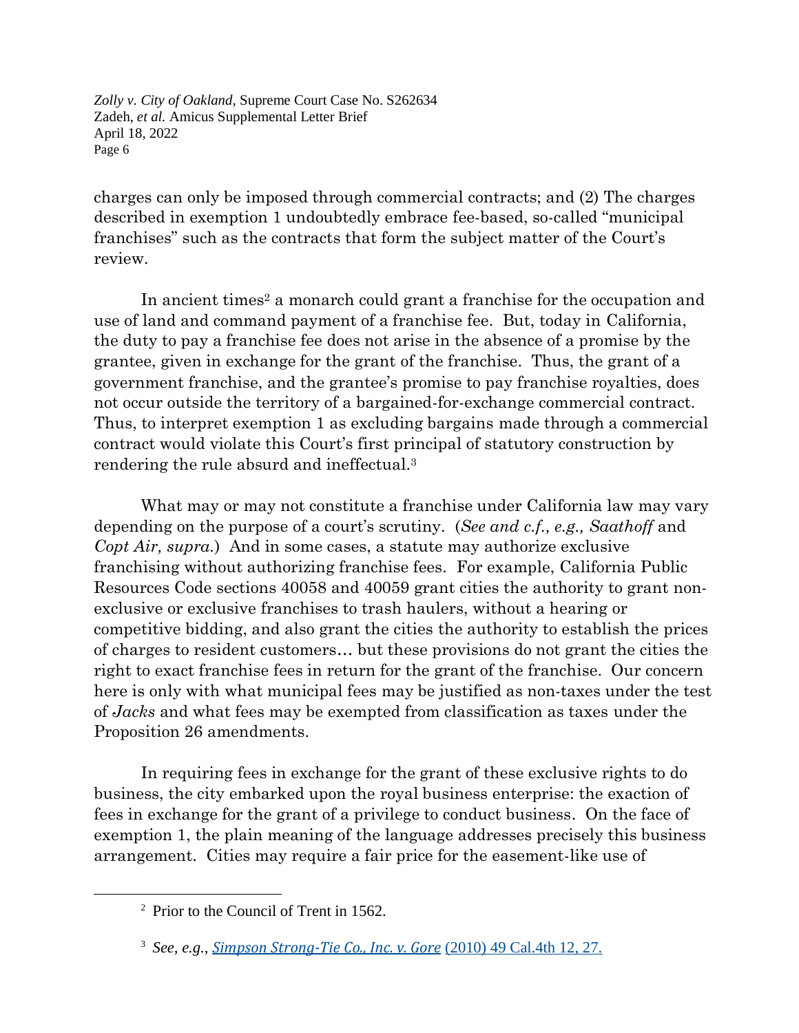charges can only be imposed through commercial contracts; and (2) The charges described in exemption 1 undoubtedly embrace fee-based, so-called "municipal franchises" such as the contracts that form the subject matter of the Court's review.

In ancient times[2] a monarch could grant a franchise for the occupation and use of land and command payment of a franchise fee. But, today in California, the duty to pay a franchise fee does not arise in the absence of a promise by the grantee, given in exchange for the grant of the franchise. Thus, the grant of a government franchise, and the grantee's promise to pay franchise royalties, does not occur outside the territory of a bargained-for-exchange commercial contract. Thus, to interpret exemption 1 as excluding bargains made through a commercial contract would violate this Court's first principal of statutory construction by rendering the rule absurd and ineffectual.[3]

What may or may not constitute a franchise under California law may vary depending on the purpose of a court's scrutiny. (*See and c.f., e.g., Saathoff* and *Copt Air, supra.*) And in some cases, a statute may authorize exclusive franchising without authorizing franchise fees. For example, California Public Resources Code sections 40058 and 40059 grant cities the authority to grant non-exclusive or exclusive franchises to trash haulers, without a hearing or competitive bidding, and also grant the cities the authority to establish the prices of charges to resident customers… but these provisions do not grant the cities the right to exact franchise fees in return for the grant of the franchise. Our concern here is only with what municipal fees may be justified as non-taxes under the test of *Jacks* and what fees may be exempted from classification as taxes under the Proposition 26 amendments.

In requiring fees in exchange for the grant of these exclusive rights to do business, the city embarked upon the royal business enterprise: the exaction of fees in exchange for the grant of a privilege to conduct business. On the face of exemption 1, the plain meaning of the language addresses precisely this business arrangement. Cities may require a fair price for the easement-like use of

---

[2] Prior to the Council of Trent in 1562.

[3] *See, e.g., Simpson Strong-Tie Co., Inc. v. Gore* (2010) 49 Cal.4th 12, 27.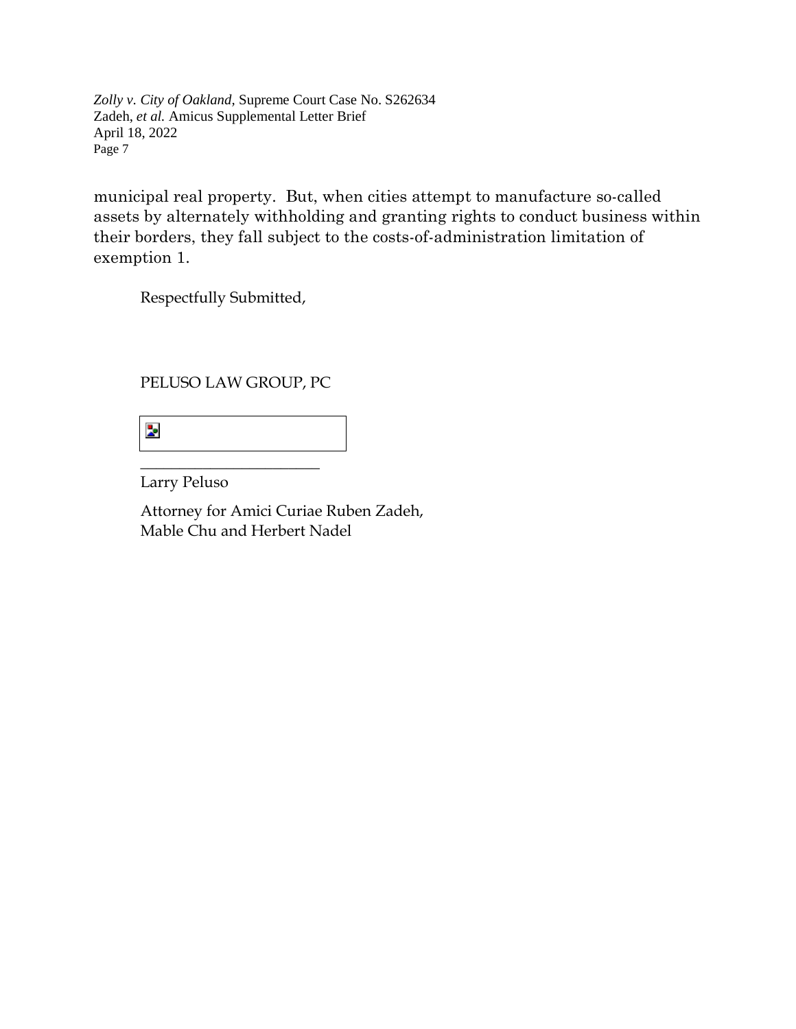municipal real property. But, when cities attempt to manufacture so-called assets by alternately withholding and granting rights to conduct business within their borders, they fall subject to the costs-of-administration limitation of exemption 1.

Respectfully Submitted,

PELUSO LAW GROUP, PC

_______________________

Larry Peluso

Attorney for Amici Curiae Ruben Zadeh, Mable Chu and Herbert Nadel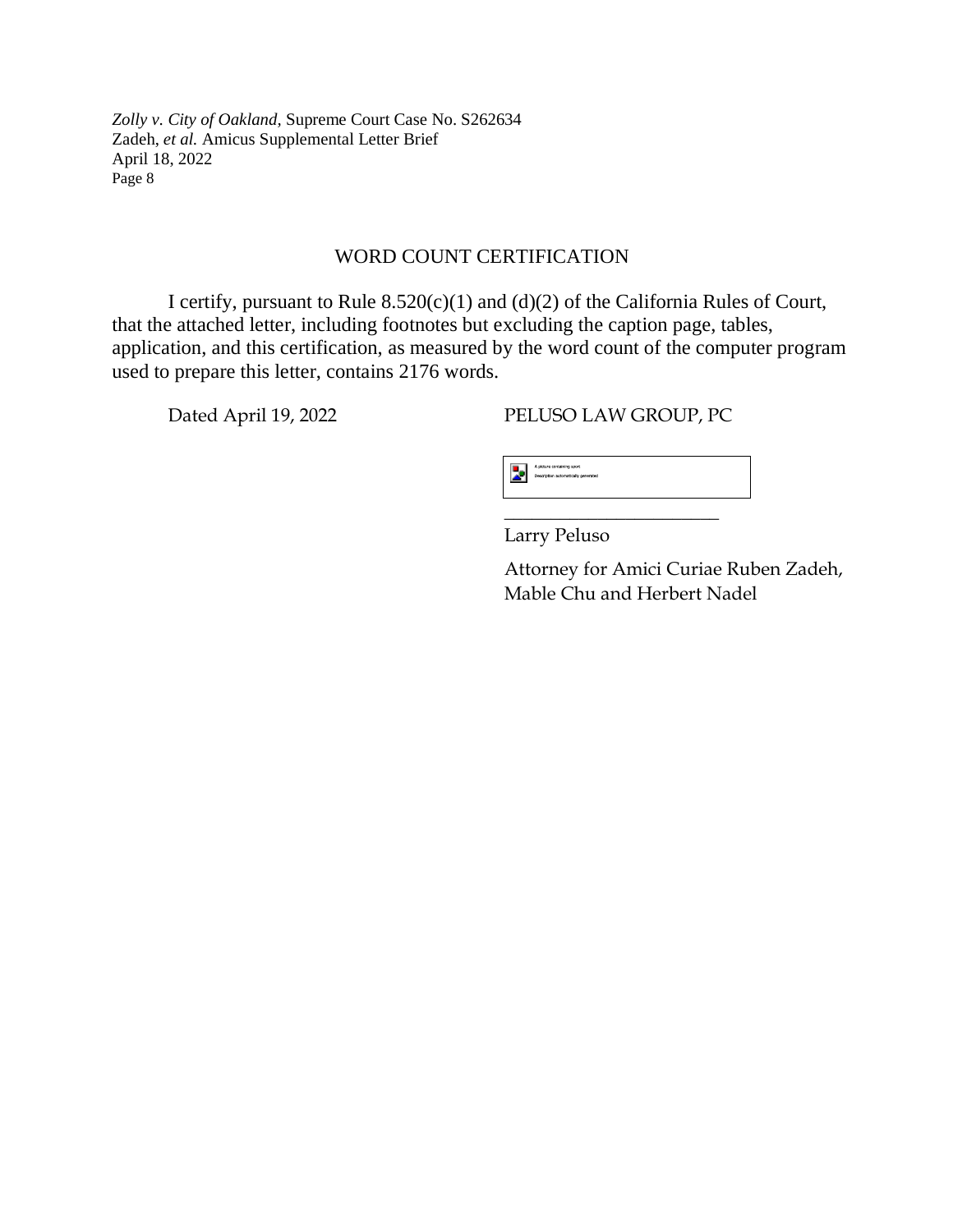## WORD COUNT CERTIFICATION

I certify, pursuant to Rule 8.520(c)(1) and (d)(2) of the California Rules of Court, that the attached letter, including footnotes but excluding the caption page, tables, application, and this certification, as measured by the word count of the computer program used to prepare this letter, contains 2176 words.

Dated April 19, 2022

PELUSO LAW GROUP, PC

\_\_\_\_\_\_\_\_\_\_\_\_\_\_\_\_\_\_\_\_\_\_\_\_

Larry Peluso

Attorney for Amici Curiae Ruben Zadeh, Mable Chu and Herbert Nadel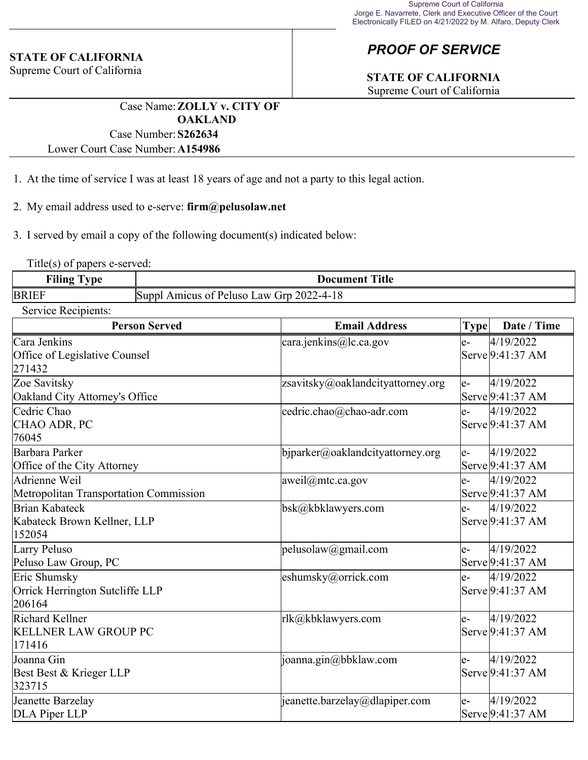Supreme Court of California
Jorge E. Navarrete, Clerk and Executive Officer of the Court
Electronically FILED on 4/21/2022 by M. Alfaro, Deputy Clerk

**STATE OF CALIFORNIA**
Supreme Court of California

## *PROOF OF SERVICE*

**STATE OF CALIFORNIA**
Supreme Court of California

Case Name: **ZOLLY v. CITY OF OAKLAND**
Case Number: **S262634**
Lower Court Case Number: **A154986**

1. At the time of service I was at least 18 years of age and not a party to this legal action.

2. My email address used to e-serve: **firm@pelusolaw.net**

3. I served by email a copy of the following document(s) indicated below:

Title(s) of papers e-served:

| Filing Type | Document Title |
|---|---|
| BRIEF | Suppl Amicus of Peluso Law Grp 2022-4-18 |

Service Recipients:

| Person Served | Email Address | Type | Date / Time |
|---|---|---|---|
| Cara Jenkins<br>Office of Legislative Counsel<br>271432 | cara.jenkins@lc.ca.gov | e-Serve | 4/19/2022 9:41:37 AM |
| Zoe Savitsky<br>Oakland City Attorney's Office | zsavitsky@oaklandcityattorney.org | e-Serve | 4/19/2022 9:41:37 AM |
| Cedric Chao<br>CHAO ADR, PC<br>76045 | cedric.chao@chao-adr.com | e-Serve | 4/19/2022 9:41:37 AM |
| Barbara Parker<br>Office of the City Attorney | bjparker@oaklandcityattorney.org | e-Serve | 4/19/2022 9:41:37 AM |
| Adrienne Weil<br>Metropolitan Transportation Commission | aweil@mtc.ca.gov | e-Serve | 4/19/2022 9:41:37 AM |
| Brian Kabateck<br>Kabateck Brown Kellner, LLP<br>152054 | bsk@kbklawyers.com | e-Serve | 4/19/2022 9:41:37 AM |
| Larry Peluso<br>Peluso Law Group, PC | pelusolaw@gmail.com | e-Serve | 4/19/2022 9:41:37 AM |
| Eric Shumsky<br>Orrick Herrington Sutcliffe LLP<br>206164 | eshumsky@orrick.com | e-Serve | 4/19/2022 9:41:37 AM |
| Richard Kellner<br>KELLNER LAW GROUP PC<br>171416 | rlk@kbklawyers.com | e-Serve | 4/19/2022 9:41:37 AM |
| Joanna Gin<br>Best Best & Krieger LLP<br>323715 | joanna.gin@bbklaw.com | e-Serve | 4/19/2022 9:41:37 AM |
| Jeanette Barzelay<br>DLA Piper LLP | jeanette.barzelay@dlapiper.com | e-Serve | 4/19/2022 9:41:37 AM |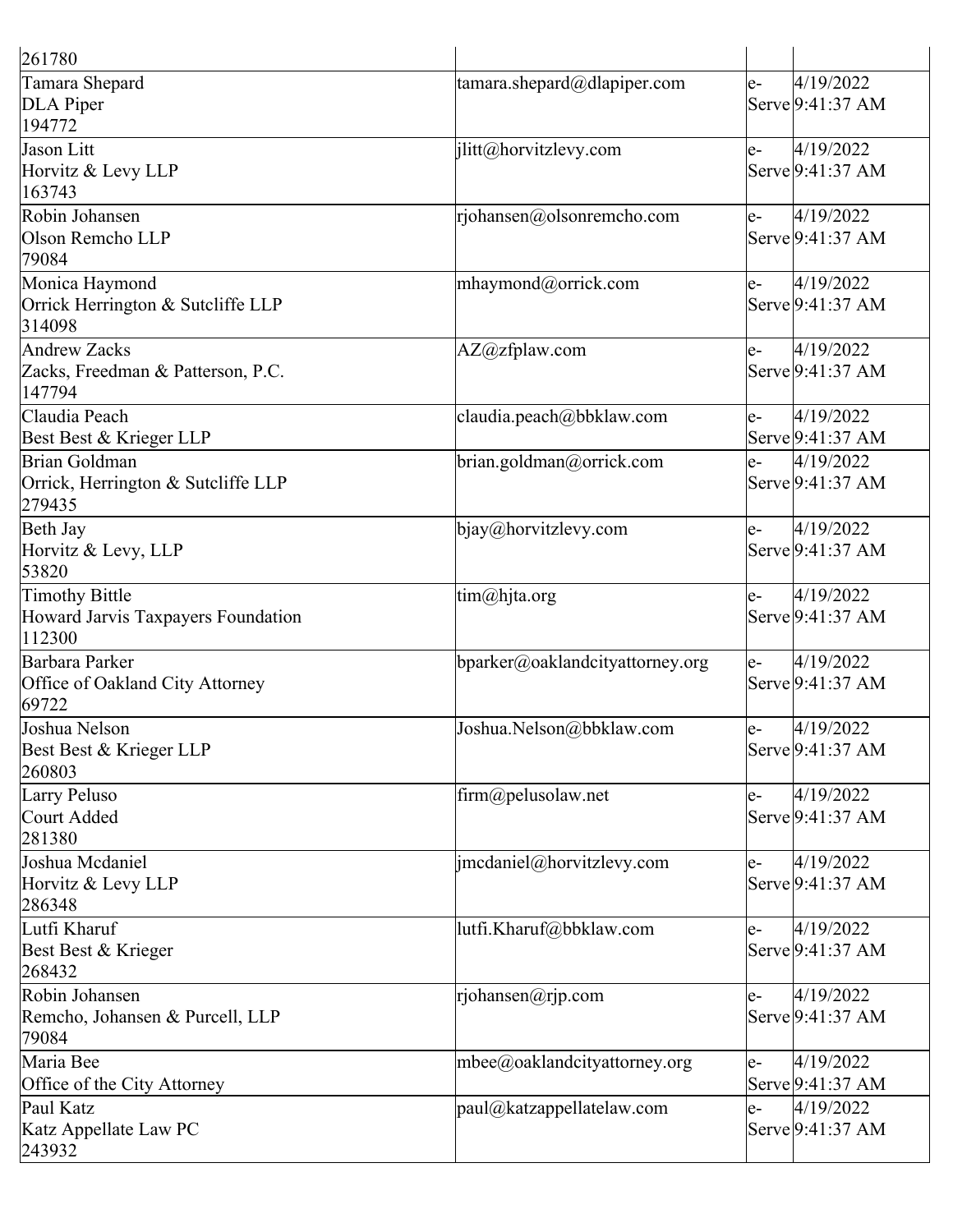| | | | |
|---|---|---|---|
| 261780 | | | |
| Tamara Shepard<br>DLA Piper<br>194772 | tamara.shepard@dlapiper.com | e-Serve | 4/19/2022 9:41:37 AM |
| Jason Litt<br>Horvitz & Levy LLP<br>163743 | jlitt@horvitzlevy.com | e-Serve | 4/19/2022 9:41:37 AM |
| Robin Johansen<br>Olson Remcho LLP<br>79084 | rjohansen@olsonremcho.com | e-Serve | 4/19/2022 9:41:37 AM |
| Monica Haymond<br>Orrick Herrington & Sutcliffe LLP<br>314098 | mhaymond@orrick.com | e-Serve | 4/19/2022 9:41:37 AM |
| Andrew Zacks<br>Zacks, Freedman & Patterson, P.C.<br>147794 | AZ@zfplaw.com | e-Serve | 4/19/2022 9:41:37 AM |
| Claudia Peach<br>Best Best & Krieger LLP | claudia.peach@bbklaw.com | e-Serve | 4/19/2022 9:41:37 AM |
| Brian Goldman<br>Orrick, Herrington & Sutcliffe LLP<br>279435 | brian.goldman@orrick.com | e-Serve | 4/19/2022 9:41:37 AM |
| Beth Jay<br>Horvitz & Levy, LLP<br>53820 | bjay@horvitzlevy.com | e-Serve | 4/19/2022 9:41:37 AM |
| Timothy Bittle<br>Howard Jarvis Taxpayers Foundation<br>112300 | tim@hjta.org | e-Serve | 4/19/2022 9:41:37 AM |
| Barbara Parker<br>Office of Oakland City Attorney<br>69722 | bparker@oaklandcityattorney.org | e-Serve | 4/19/2022 9:41:37 AM |
| Joshua Nelson<br>Best Best & Krieger LLP<br>260803 | Joshua.Nelson@bbklaw.com | e-Serve | 4/19/2022 9:41:37 AM |
| Larry Peluso<br>Court Added<br>281380 | firm@pelusolaw.net | e-Serve | 4/19/2022 9:41:37 AM |
| Joshua Mcdaniel<br>Horvitz & Levy LLP<br>286348 | jmcdaniel@horvitzlevy.com | e-Serve | 4/19/2022 9:41:37 AM |
| Lutfi Kharuf<br>Best Best & Krieger<br>268432 | lutfi.Kharuf@bbklaw.com | e-Serve | 4/19/2022 9:41:37 AM |
| Robin Johansen<br>Remcho, Johansen & Purcell, LLP<br>79084 | rjohansen@rjp.com | e-Serve | 4/19/2022 9:41:37 AM |
| Maria Bee<br>Office of the City Attorney | mbee@oaklandcityattorney.org | e-Serve | 4/19/2022 9:41:37 AM |
| Paul Katz<br>Katz Appellate Law PC<br>243932 | paul@katzappellatelaw.com | e-Serve | 4/19/2022 9:41:37 AM |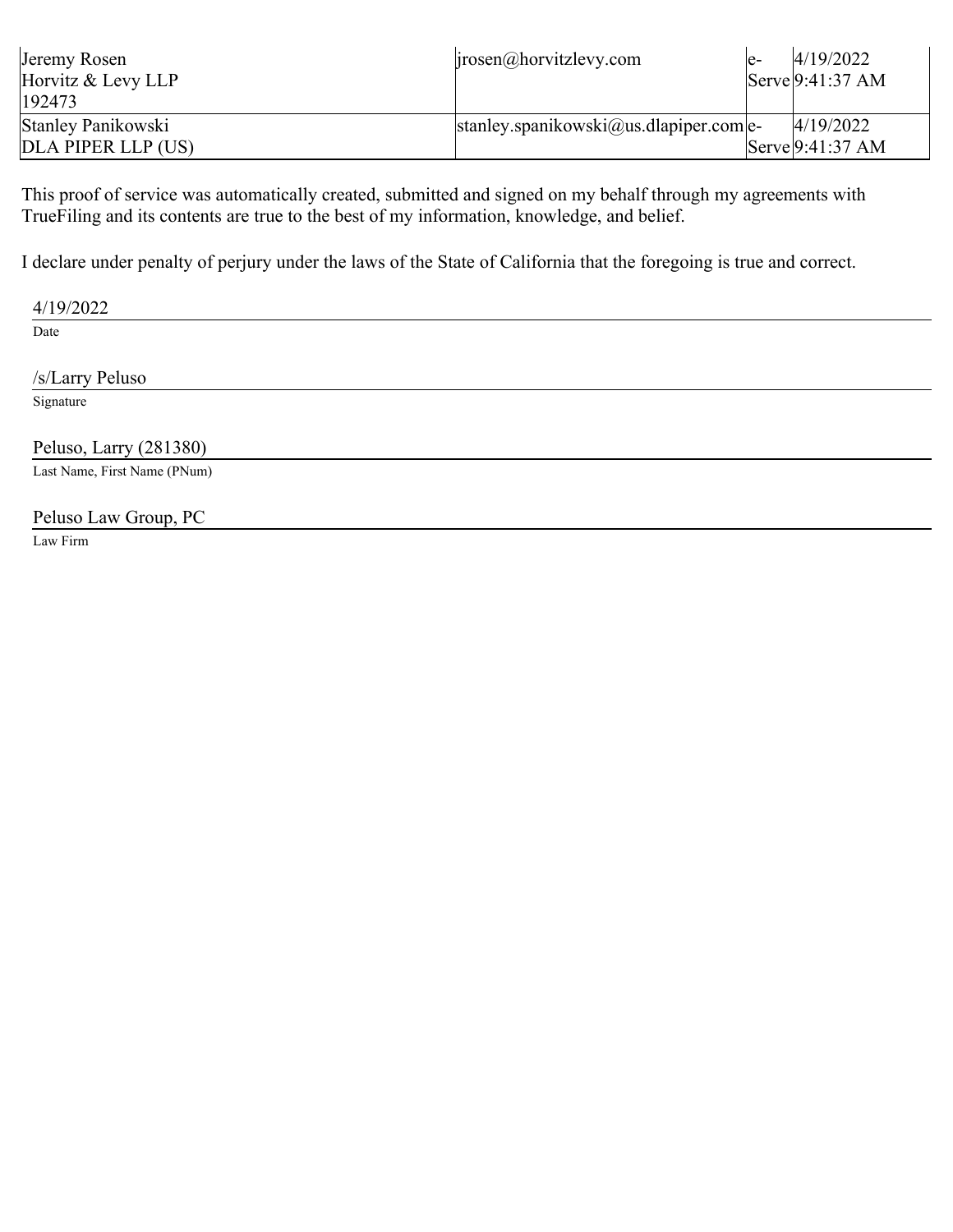| | | | |
|---|---|---|---|
| Jeremy Rosen<br>Horvitz & Levy LLP<br>192473 | jrosen@horvitzlevy.com | e-Serve | 4/19/2022 9:41:37 AM |
| Stanley Panikowski<br>DLA PIPER LLP (US) | stanley.spanikowski@us.dlapiper.com | e-Serve | 4/19/2022 9:41:37 AM |

This proof of service was automatically created, submitted and signed on my behalf through my agreements with TrueFiling and its contents are true to the best of my information, knowledge, and belief.

I declare under penalty of perjury under the laws of the State of California that the foregoing is true and correct.

4/19/2022

Date

/s/Larry Peluso

Signature

Peluso, Larry (281380)

Last Name, First Name (PNum)

Peluso Law Group, PC

Law Firm